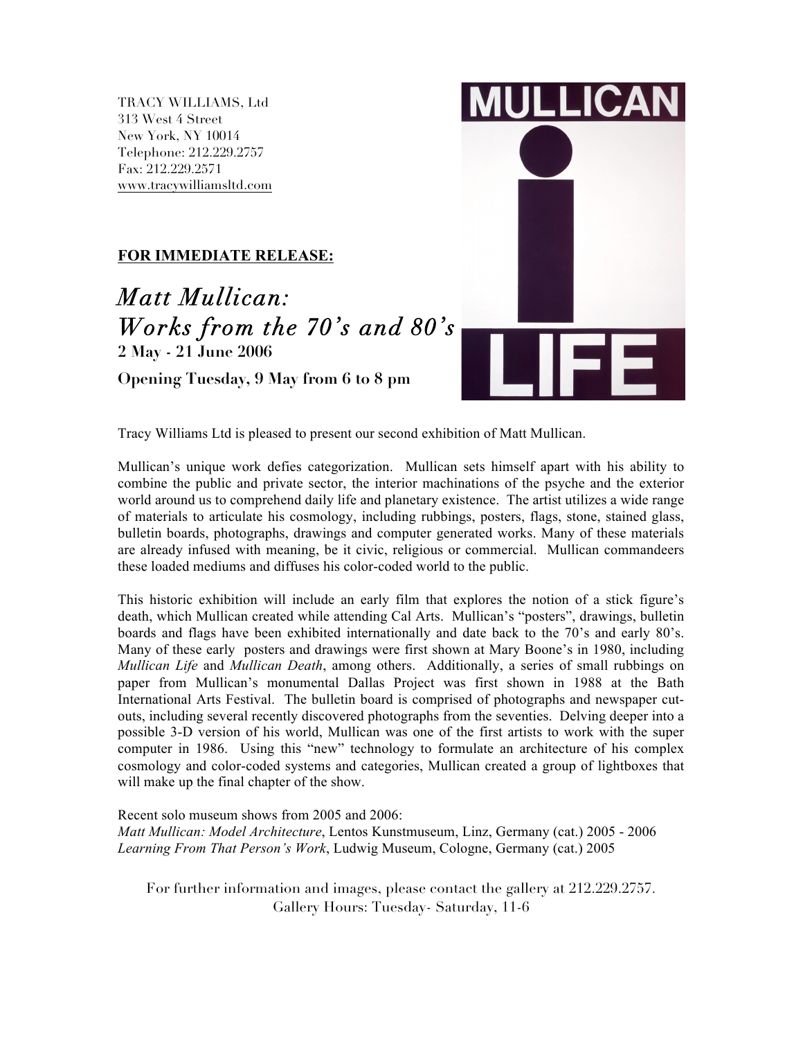TRACY WILLIAMS, Ltd
313 West 4 Street
New York, NY 10014
Telephone: 212.229.2757
Fax: 212.229.2571
www.tracywilliamsltd.com

**FOR IMMEDIATE RELEASE:**

# *Matt Mullican: Works from the 70's and 80's*

**2 May - 21 June 2006**

**Opening Tuesday, 9 May from 6 to 8 pm**

Tracy Williams Ltd is pleased to present our second exhibition of Matt Mullican.

Mullican's unique work defies categorization. Mullican sets himself apart with his ability to combine the public and private sector, the interior machinations of the psyche and the exterior world around us to comprehend daily life and planetary existence. The artist utilizes a wide range of materials to articulate his cosmology, including rubbings, posters, flags, stone, stained glass, bulletin boards, photographs, drawings and computer generated works. Many of these materials are already infused with meaning, be it civic, religious or commercial. Mullican commandeers these loaded mediums and diffuses his color-coded world to the public.

This historic exhibition will include an early film that explores the notion of a stick figure's death, which Mullican created while attending Cal Arts. Mullican's "posters", drawings, bulletin boards and flags have been exhibited internationally and date back to the 70's and early 80's. Many of these early posters and drawings were first shown at Mary Boone's in 1980, including *Mullican Life* and *Mullican Death*, among others. Additionally, a series of small rubbings on paper from Mullican's monumental Dallas Project was first shown in 1988 at the Bath International Arts Festival. The bulletin board is comprised of photographs and newspaper cut-outs, including several recently discovered photographs from the seventies. Delving deeper into a possible 3-D version of his world, Mullican was one of the first artists to work with the super computer in 1986. Using this "new" technology to formulate an architecture of his complex cosmology and color-coded systems and categories, Mullican created a group of lightboxes that will make up the final chapter of the show.

Recent solo museum shows from 2005 and 2006:
*Matt Mullican: Model Architecture*, Lentos Kunstmuseum, Linz, Germany (cat.) 2005 - 2006
*Learning From That Person's Work*, Ludwig Museum, Cologne, Germany (cat.) 2005

For further information and images, please contact the gallery at 212.229.2757.
Gallery Hours: Tuesday- Saturday, 11-6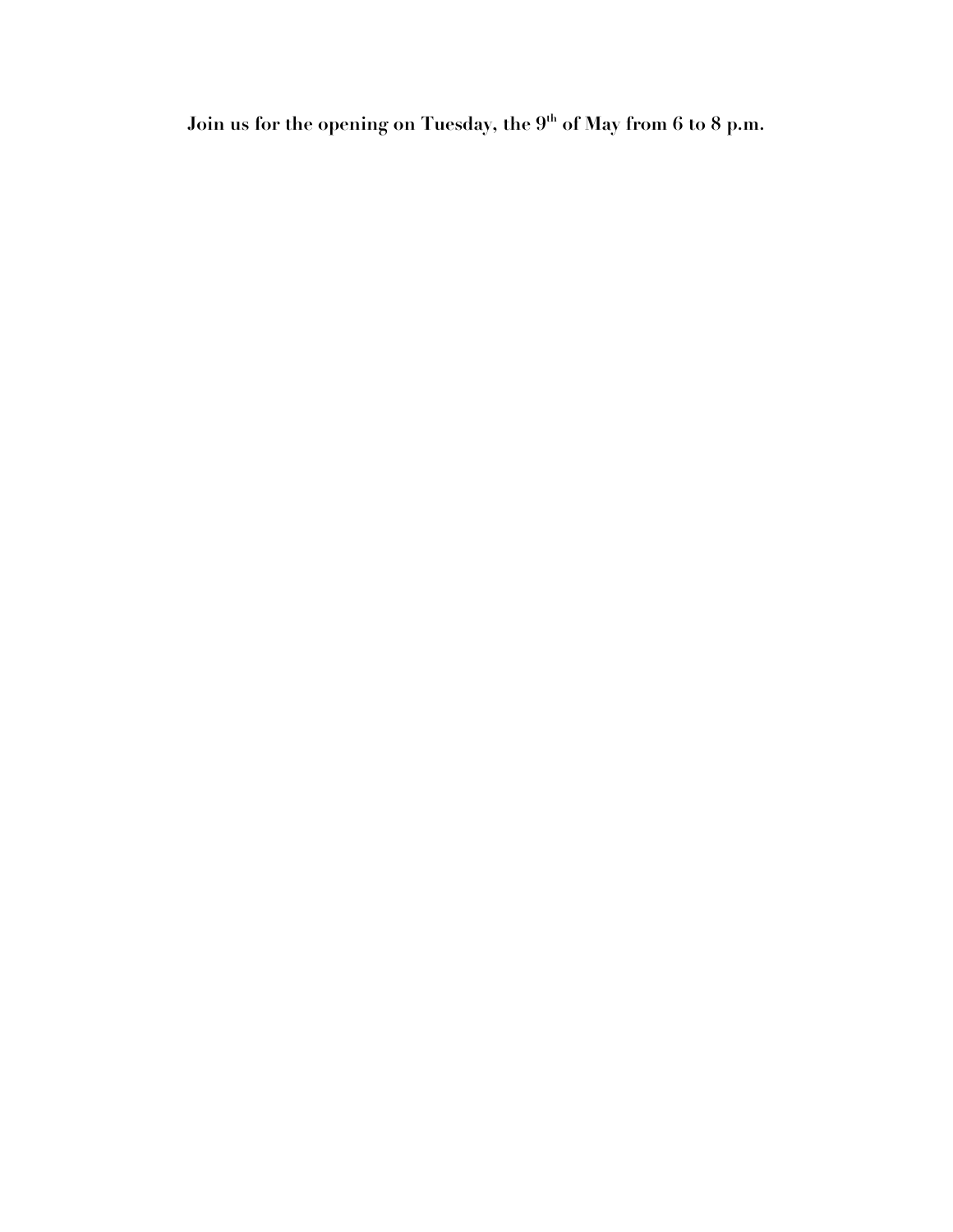**Join us for the opening on Tuesday, the 9th of May from 6 to 8 p.m.**